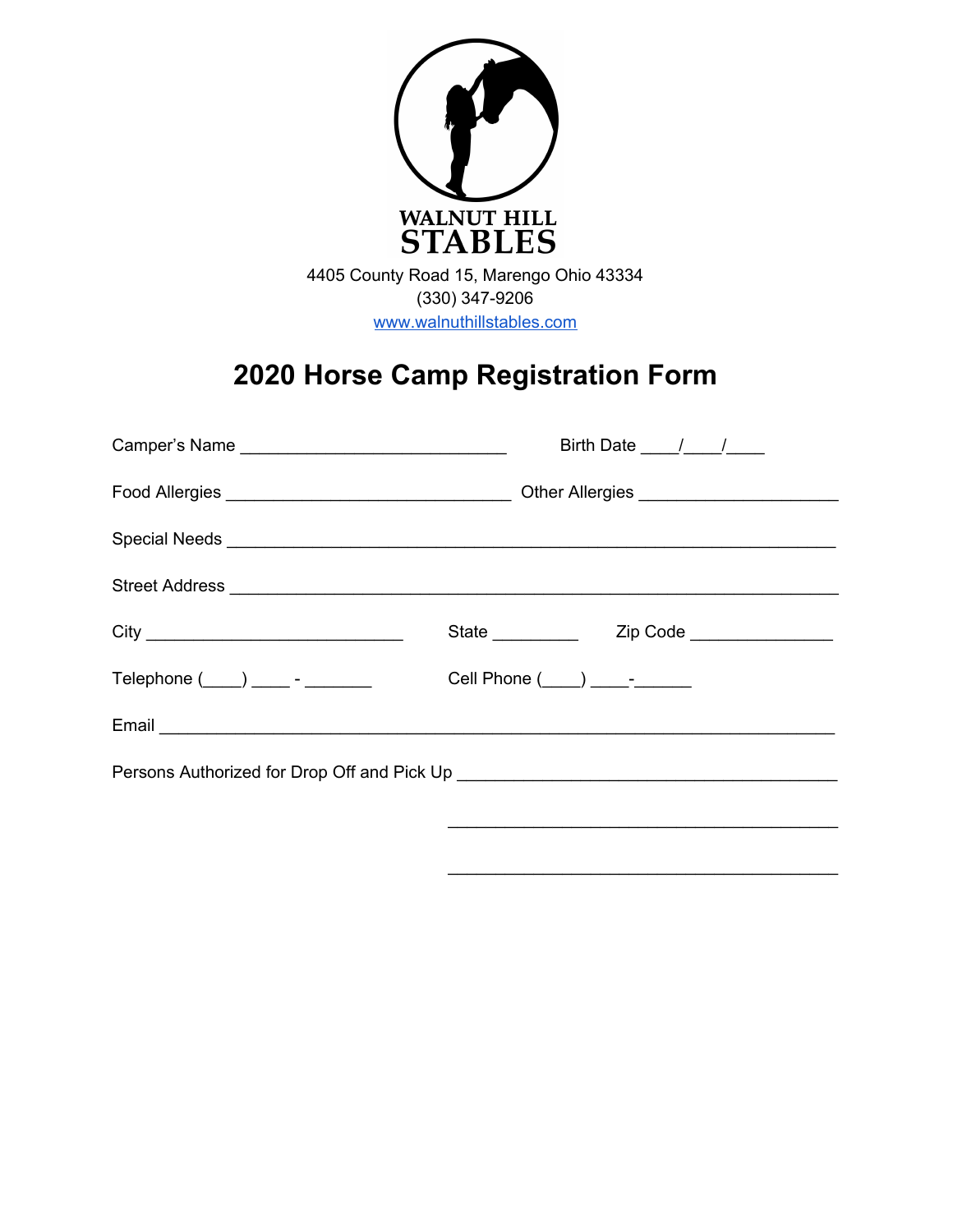WALNUT HILL
STABLES

4405 County Road 15, Marengo Ohio 43334
(330) 347-9206
www.walnuthillstables.com

# 2020 Horse Camp Registration Form

Camper's Name ____________________________ Birth Date ____/____/____

Food Allergies ______________________________ Other Allergies _____________________

Special Needs ________________________________________________________________

Street Address _______________________________________________________________

City ___________________________ State _________ Zip Code _______________

Telephone (____) ____ - _______ Cell Phone (____) ____-______

Email ______________________________________________________________________

Persons Authorized for Drop Off and Pick Up ________________________________________

________________________________________

________________________________________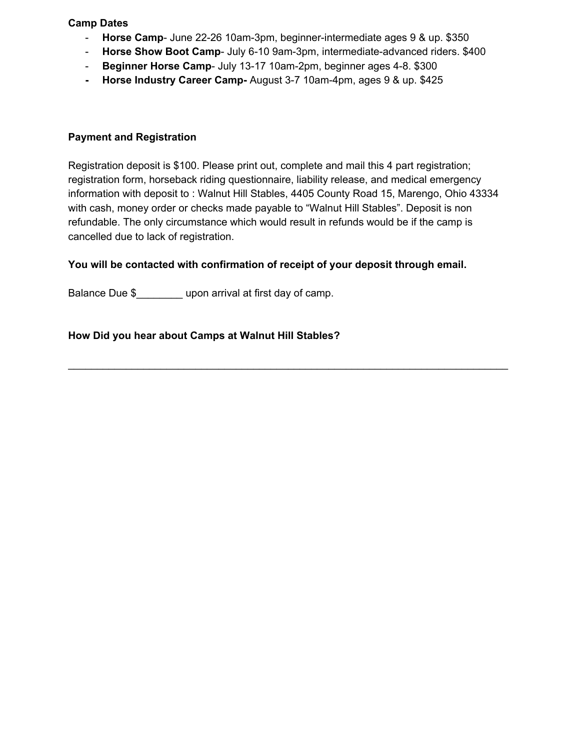**Camp Dates**

- **Horse Camp**- June 22-26 10am-3pm, beginner-intermediate ages 9 & up. $350
- **Horse Show Boot Camp**- July 6-10 9am-3pm, intermediate-advanced riders. $400
- **Beginner Horse Camp**- July 13-17 10am-2pm, beginner ages 4-8. $300
- **Horse Industry Career Camp-** August 3-7 10am-4pm, ages 9 & up. $425

**Payment and Registration**

Registration deposit is $100. Please print out, complete and mail this 4 part registration; registration form, horseback riding questionnaire, liability release, and medical emergency information with deposit to : Walnut Hill Stables, 4405 County Road 15, Marengo, Ohio 43334 with cash, money order or checks made payable to "Walnut Hill Stables". Deposit is non refundable. The only circumstance which would result in refunds would be if the camp is cancelled due to lack of registration.

**You will be contacted with confirmation of receipt of your deposit through email.**

Balance Due $________ upon arrival at first day of camp.

**How Did you hear about Camps at Walnut Hill Stables?**

______________________________________________________________________________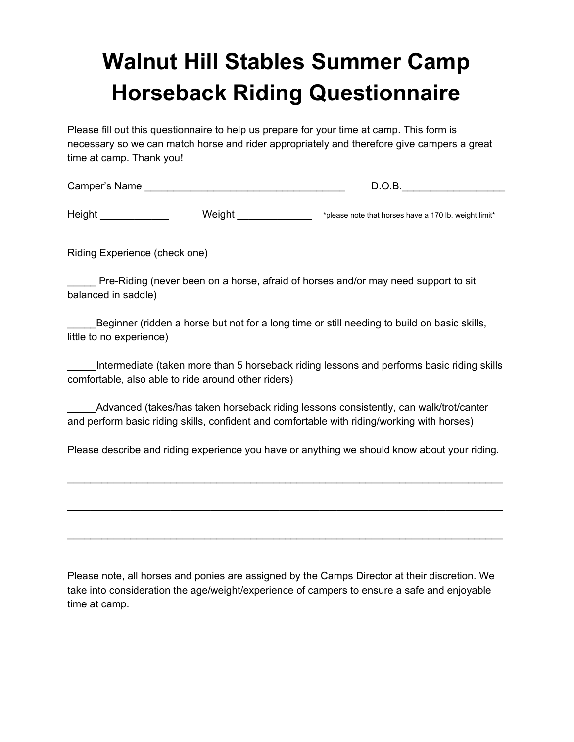# Walnut Hill Stables Summer Camp Horseback Riding Questionnaire

Please fill out this questionnaire to help us prepare for your time at camp. This form is necessary so we can match horse and rider appropriately and therefore give campers a great time at camp. Thank you!

Camper's Name ___________________________________ D.O.B.__________________

Height ____________ Weight _____________ *please note that horses have a 170 lb. weight limit*

Riding Experience (check one)

_____ Pre-Riding (never been on a horse, afraid of horses and/or may need support to sit balanced in saddle)

_____Beginner (ridden a horse but not for a long time or still needing to build on basic skills, little to no experience)

_____Intermediate (taken more than 5 horseback riding lessons and performs basic riding skills comfortable, also able to ride around other riders)

_____Advanced (takes/has taken horseback riding lessons consistently, can walk/trot/canter and perform basic riding skills, confident and comfortable with riding/working with horses)

Please describe and riding experience you have or anything we should know about your riding.

___________________________________________________________________________

___________________________________________________________________________

___________________________________________________________________________

Please note, all horses and ponies are assigned by the Camps Director at their discretion. We take into consideration the age/weight/experience of campers to ensure a safe and enjoyable time at camp.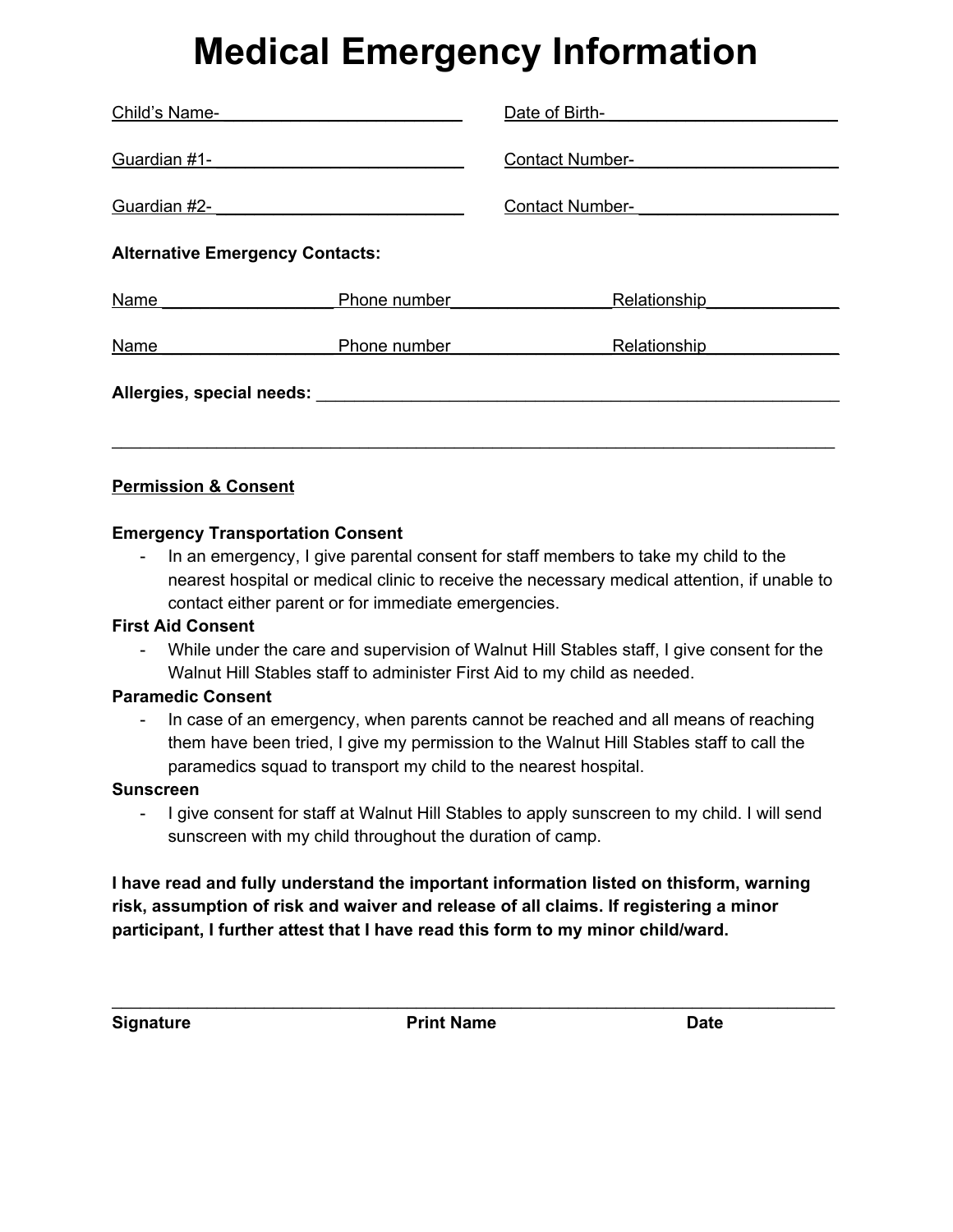# Medical Emergency Information

Child's Name-___________________________ Date of Birth-_________________________

Guardian #1-____________________________ Contact Number-_____________________

Guardian #2- ___________________________ Contact Number- _____________________

**Alternative Emergency Contacts:**

Name ___________________ Phone number_________________ Relationship______________

Name ___________________ Phone number_________________ Relationship______________

**Allergies, special needs:** _________________________________________________________

___________________________________________________________________________

__Permission & Consent__

**Emergency Transportation Consent**

- In an emergency, I give parental consent for staff members to take my child to the nearest hospital or medical clinic to receive the necessary medical attention, if unable to contact either parent or for immediate emergencies.

**First Aid Consent**

- While under the care and supervision of Walnut Hill Stables staff, I give consent for the Walnut Hill Stables staff to administer First Aid to my child as needed.

**Paramedic Consent**

- In case of an emergency, when parents cannot be reached and all means of reaching them have been tried, I give my permission to the Walnut Hill Stables staff to call the paramedics squad to transport my child to the nearest hospital.

**Sunscreen**

- I give consent for staff at Walnut Hill Stables to apply sunscreen to my child. I will send sunscreen with my child throughout the duration of camp.

**I have read and fully understand the important information listed on thisform, warning risk, assumption of risk and waiver and release of all claims. If registering a minor participant, I further attest that I have read this form to my minor child/ward.**

___________________________________________________________________________

**Signature** **Print Name** **Date**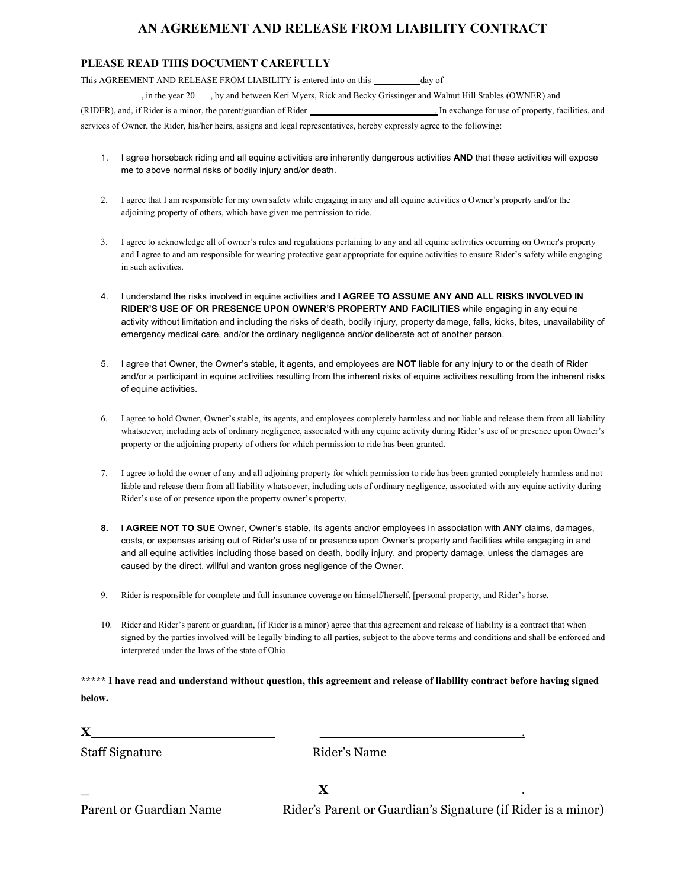# AN AGREEMENT AND RELEASE FROM LIABILITY CONTRACT

### PLEASE READ THIS DOCUMENT CAREFULLY

This AGREEMENT AND RELEASE FROM LIABILITY is entered into on this __________day of _____________, in the year 20___, by and between Keri Myers, Rick and Becky Grissinger and Walnut Hill Stables (OWNER) and (RIDER), and, if Rider is a minor, the parent/guardian of Rider _________________________. In exchange for use of property, facilities, and services of Owner, the Rider, his/her heirs, assigns and legal representatives, hereby expressly agree to the following:

1. I agree horseback riding and all equine activities are inherently dangerous activities **AND** that these activities will expose me to above normal risks of bodily injury and/or death.

2. I agree that I am responsible for my own safety while engaging in any and all equine activities o Owner's property and/or the adjoining property of others, which have given me permission to ride.

3. I agree to acknowledge all of owner's rules and regulations pertaining to any and all equine activities occurring on Owner's property and I agree to and am responsible for wearing protective gear appropriate for equine activities to ensure Rider's safety while engaging in such activities.

4. I understand the risks involved in equine activities and **I AGREE TO ASSUME ANY AND ALL RISKS INVOLVED IN RIDER'S USE OF OR PRESENCE UPON OWNER'S PROPERTY AND FACILITIES** while engaging in any equine activity without limitation and including the risks of death, bodily injury, property damage, falls, kicks, bites, unavailability of emergency medical care, and/or the ordinary negligence and/or deliberate act of another person.

5. I agree that Owner, the Owner's stable, it agents, and employees are **NOT** liable for any injury to or the death of Rider and/or a participant in equine activities resulting from the inherent risks of equine activities resulting from the inherent risks of equine activities.

6. I agree to hold Owner, Owner's stable, its agents, and employees completely harmless and not liable and release them from all liability whatsoever, including acts of ordinary negligence, associated with any equine activity during Rider's use of or presence upon Owner's property or the adjoining property of others for which permission to ride has been granted.

7. I agree to hold the owner of any and all adjoining property for which permission to ride has been granted completely harmless and not liable and release them from all liability whatsoever, including acts of ordinary negligence, associated with any equine activity during Rider's use of or presence upon the property owner's property.

8. **I AGREE NOT TO SUE** Owner, Owner's stable, its agents and/or employees in association with **ANY** claims, damages, costs, or expenses arising out of Rider's use of or presence upon Owner's property and facilities while engaging in and and all equine activities including those based on death, bodily injury, and property damage, unless the damages are caused by the direct, willful and wanton gross negligence of the Owner.

9. Rider is responsible for complete and full insurance coverage on himself/herself, [personal property, and Rider's horse.

10. Rider and Rider's parent or guardian, (if Rider is a minor) agree that this agreement and release of liability is a contract that when signed by the parties involved will be legally binding to all parties, subject to the above terms and conditions and shall be enforced and interpreted under the laws of the state of Ohio.

**\*\*\*\*\* I have read and understand without question, this agreement and release of liability contract before having signed below.**

X_________________________ ____________________________.

Staff Signature Rider's Name

_________________________ X___________________________.

Parent or Guardian Name Rider's Parent or Guardian's Signature (if Rider is a minor)